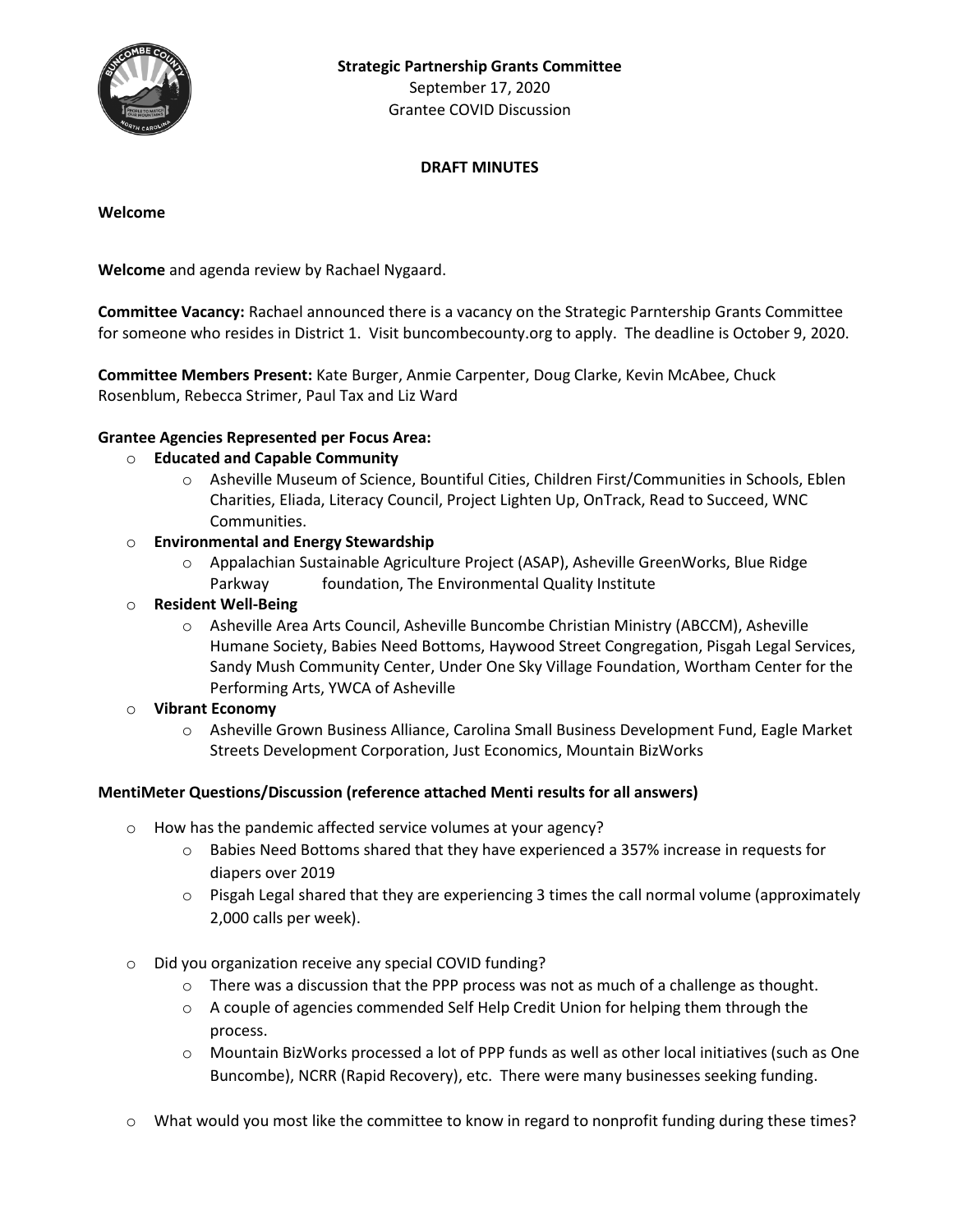**Strategic Partnership Grants Committee**
September 17, 2020
Grantee COVID Discussion

**DRAFT MINUTES**

**Welcome**

**Welcome** and agenda review by Rachael Nygaard.

**Committee Vacancy:** Rachael announced there is a vacancy on the Strategic Parntership Grants Committee for someone who resides in District 1. Visit buncombecounty.org to apply. The deadline is October 9, 2020.

**Committee Members Present:** Kate Burger, Anmie Carpenter, Doug Clarke, Kevin McAbee, Chuck Rosenblum, Rebecca Strimer, Paul Tax and Liz Ward

**Grantee Agencies Represented per Focus Area:**

- **Educated and Capable Community**
  - Asheville Museum of Science, Bountiful Cities, Children First/Communities in Schools, Eblen Charities, Eliada, Literacy Council, Project Lighten Up, OnTrack, Read to Succeed, WNC Communities.
- **Environmental and Energy Stewardship**
  - Appalachian Sustainable Agriculture Project (ASAP), Asheville GreenWorks, Blue Ridge Parkway foundation, The Environmental Quality Institute
- **Resident Well-Being**
  - Asheville Area Arts Council, Asheville Buncombe Christian Ministry (ABCCM), Asheville Humane Society, Babies Need Bottoms, Haywood Street Congregation, Pisgah Legal Services, Sandy Mush Community Center, Under One Sky Village Foundation, Wortham Center for the Performing Arts, YWCA of Asheville
- **Vibrant Economy**
  - Asheville Grown Business Alliance, Carolina Small Business Development Fund, Eagle Market Streets Development Corporation, Just Economics, Mountain BizWorks

**MentiMeter Questions/Discussion (reference attached Menti results for all answers)**

- How has the pandemic affected service volumes at your agency?
  - Babies Need Bottoms shared that they have experienced a 357% increase in requests for diapers over 2019
  - Pisgah Legal shared that they are experiencing 3 times the call normal volume (approximately 2,000 calls per week).
- Did you organization receive any special COVID funding?
  - There was a discussion that the PPP process was not as much of a challenge as thought.
  - A couple of agencies commended Self Help Credit Union for helping them through the process.
  - Mountain BizWorks processed a lot of PPP funds as well as other local initiatives (such as One Buncombe), NCRR (Rapid Recovery), etc. There were many businesses seeking funding.
- What would you most like the committee to know in regard to nonprofit funding during these times?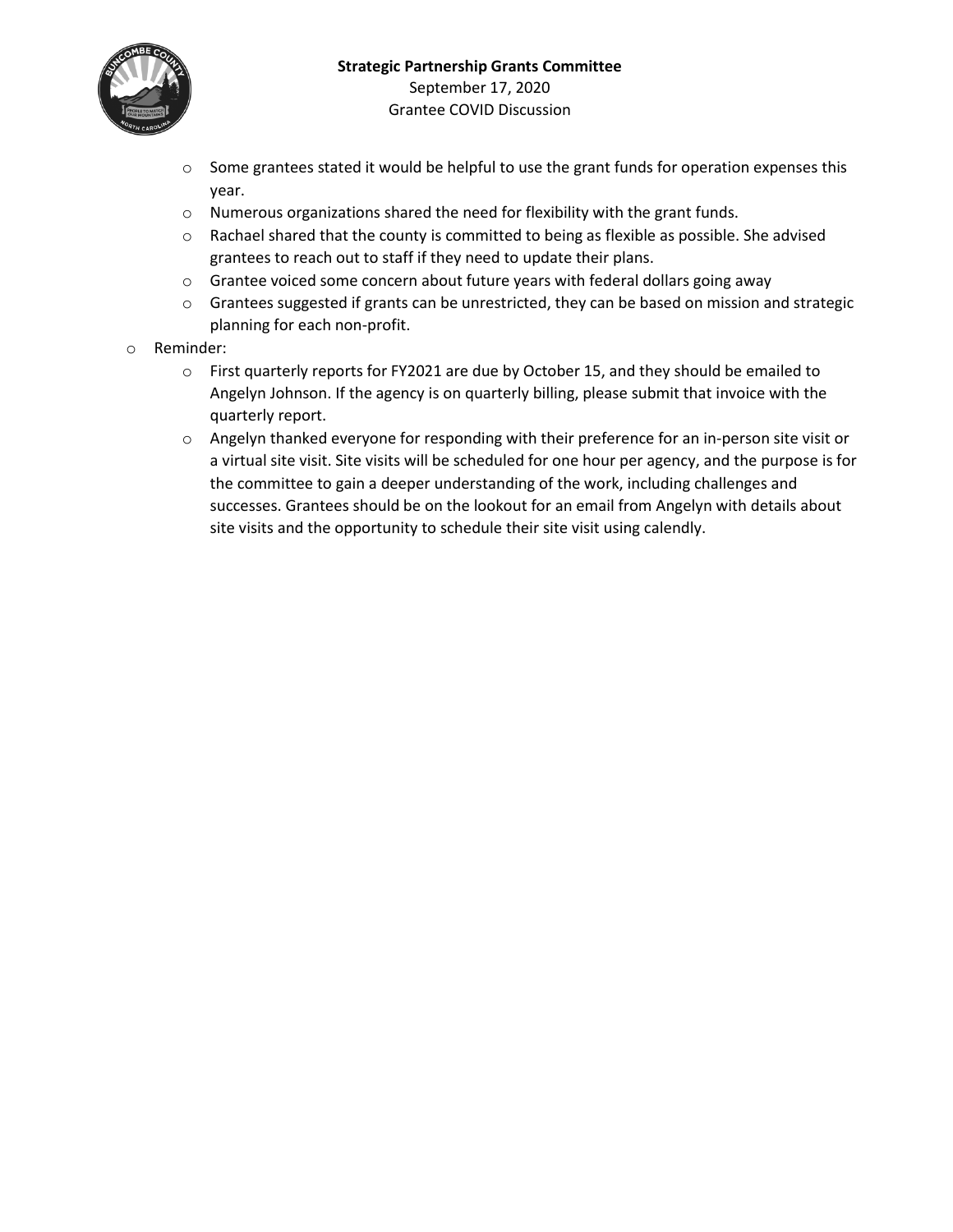- Some grantees stated it would be helpful to use the grant funds for operation expenses this year.
    - Numerous organizations shared the need for flexibility with the grant funds.
    - Rachael shared that the county is committed to being as flexible as possible. She advised grantees to reach out to staff if they need to update their plans.
    - Grantee voiced some concern about future years with federal dollars going away
    - Grantees suggested if grants can be unrestricted, they can be based on mission and strategic planning for each non-profit.
- Reminder:
    - First quarterly reports for FY2021 are due by October 15, and they should be emailed to Angelyn Johnson. If the agency is on quarterly billing, please submit that invoice with the quarterly report.
    - Angelyn thanked everyone for responding with their preference for an in-person site visit or a virtual site visit. Site visits will be scheduled for one hour per agency, and the purpose is for the committee to gain a deeper understanding of the work, including challenges and successes. Grantees should be on the lookout for an email from Angelyn with details about site visits and the opportunity to schedule their site visit using calendly.